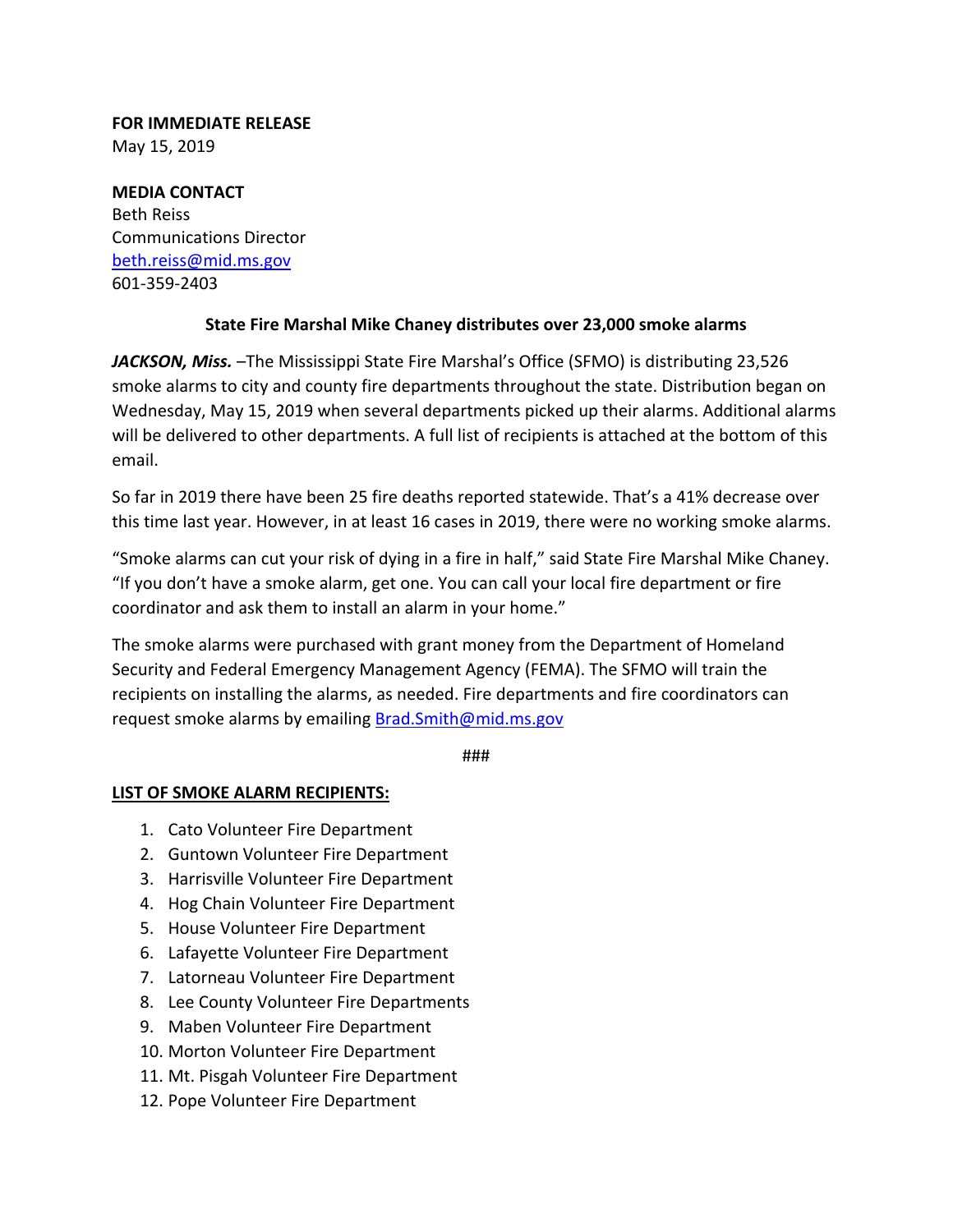**FOR IMMEDIATE RELEASE**
May 15, 2019

**MEDIA CONTACT**
Beth Reiss
Communications Director
beth.reiss@mid.ms.gov
601-359-2403

**State Fire Marshal Mike Chaney distributes over 23,000 smoke alarms**

***JACKSON, Miss.*** –The Mississippi State Fire Marshal's Office (SFMO) is distributing 23,526 smoke alarms to city and county fire departments throughout the state. Distribution began on Wednesday, May 15, 2019 when several departments picked up their alarms. Additional alarms will be delivered to other departments. A full list of recipients is attached at the bottom of this email.

So far in 2019 there have been 25 fire deaths reported statewide. That's a 41% decrease over this time last year. However, in at least 16 cases in 2019, there were no working smoke alarms.

"Smoke alarms can cut your risk of dying in a fire in half," said State Fire Marshal Mike Chaney. "If you don't have a smoke alarm, get one. You can call your local fire department or fire coordinator and ask them to install an alarm in your home."

The smoke alarms were purchased with grant money from the Department of Homeland Security and Federal Emergency Management Agency (FEMA). The SFMO will train the recipients on installing the alarms, as needed. Fire departments and fire coordinators can request smoke alarms by emailing Brad.Smith@mid.ms.gov

###

**LIST OF SMOKE ALARM RECIPIENTS:**

1. Cato Volunteer Fire Department
2. Guntown Volunteer Fire Department
3. Harrisville Volunteer Fire Department
4. Hog Chain Volunteer Fire Department
5. House Volunteer Fire Department
6. Lafayette Volunteer Fire Department
7. Latorneau Volunteer Fire Department
8. Lee County Volunteer Fire Departments
9. Maben Volunteer Fire Department
10. Morton Volunteer Fire Department
11. Mt. Pisgah Volunteer Fire Department
12. Pope Volunteer Fire Department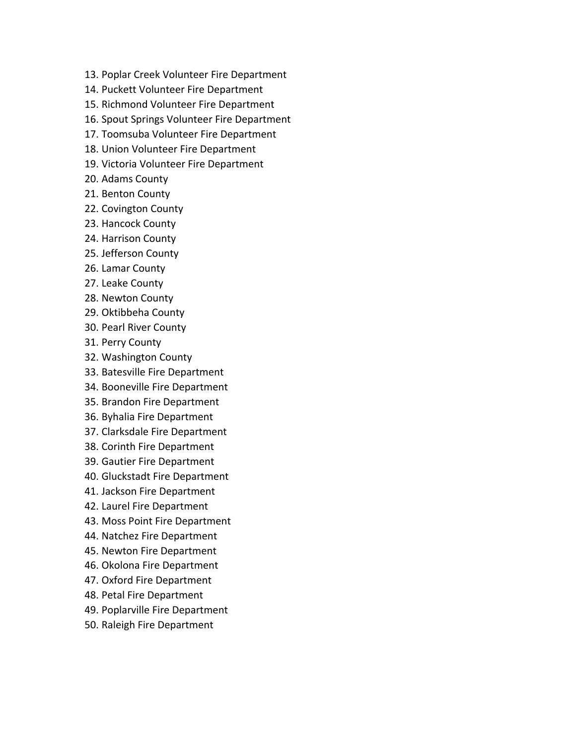13. Poplar Creek Volunteer Fire Department
14. Puckett Volunteer Fire Department
15. Richmond Volunteer Fire Department
16. Spout Springs Volunteer Fire Department
17. Toomsuba Volunteer Fire Department
18. Union Volunteer Fire Department
19. Victoria Volunteer Fire Department
20. Adams County
21. Benton County
22. Covington County
23. Hancock County
24. Harrison County
25. Jefferson County
26. Lamar County
27. Leake County
28. Newton County
29. Oktibbeha County
30. Pearl River County
31. Perry County
32. Washington County
33. Batesville Fire Department
34. Booneville Fire Department
35. Brandon Fire Department
36. Byhalia Fire Department
37. Clarksdale Fire Department
38. Corinth Fire Department
39. Gautier Fire Department
40. Gluckstadt Fire Department
41. Jackson Fire Department
42. Laurel Fire Department
43. Moss Point Fire Department
44. Natchez Fire Department
45. Newton Fire Department
46. Okolona Fire Department
47. Oxford Fire Department
48. Petal Fire Department
49. Poplarville Fire Department
50. Raleigh Fire Department